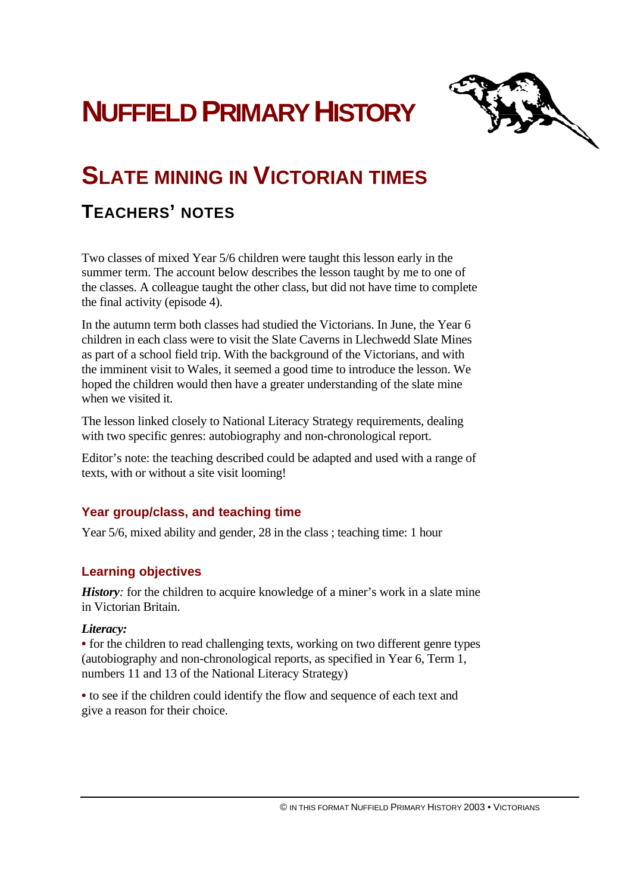# NUFFIELD PRIMARY HISTORY

## SLATE MINING IN VICTORIAN TIMES

### TEACHERS' NOTES

Two classes of mixed Year 5/6 children were taught this lesson early in the summer term. The account below describes the lesson taught by me to one of the classes. A colleague taught the other class, but did not have time to complete the final activity (episode 4).

In the autumn term both classes had studied the Victorians. In June, the Year 6 children in each class were to visit the Slate Caverns in Llechwedd Slate Mines as part of a school field trip. With the background of the Victorians, and with the imminent visit to Wales, it seemed a good time to introduce the lesson. We hoped the children would then have a greater understanding of the slate mine when we visited it.

The lesson linked closely to National Literacy Strategy requirements, dealing with two specific genres: autobiography and non-chronological report.

Editor's note: the teaching described could be adapted and used with a range of texts, with or without a site visit looming!

#### Year group/class, and teaching time

Year 5/6, mixed ability and gender, 28 in the class ; teaching time: 1 hour

#### Learning objectives

***History****:* for the children to acquire knowledge of a miner's work in a slate mine in Victorian Britain.

***Literacy:***

- for the children to read challenging texts, working on two different genre types (autobiography and non-chronological reports, as specified in Year 6, Term 1, numbers 11 and 13 of the National Literacy Strategy)
- to see if the children could identify the flow and sequence of each text and give a reason for their choice.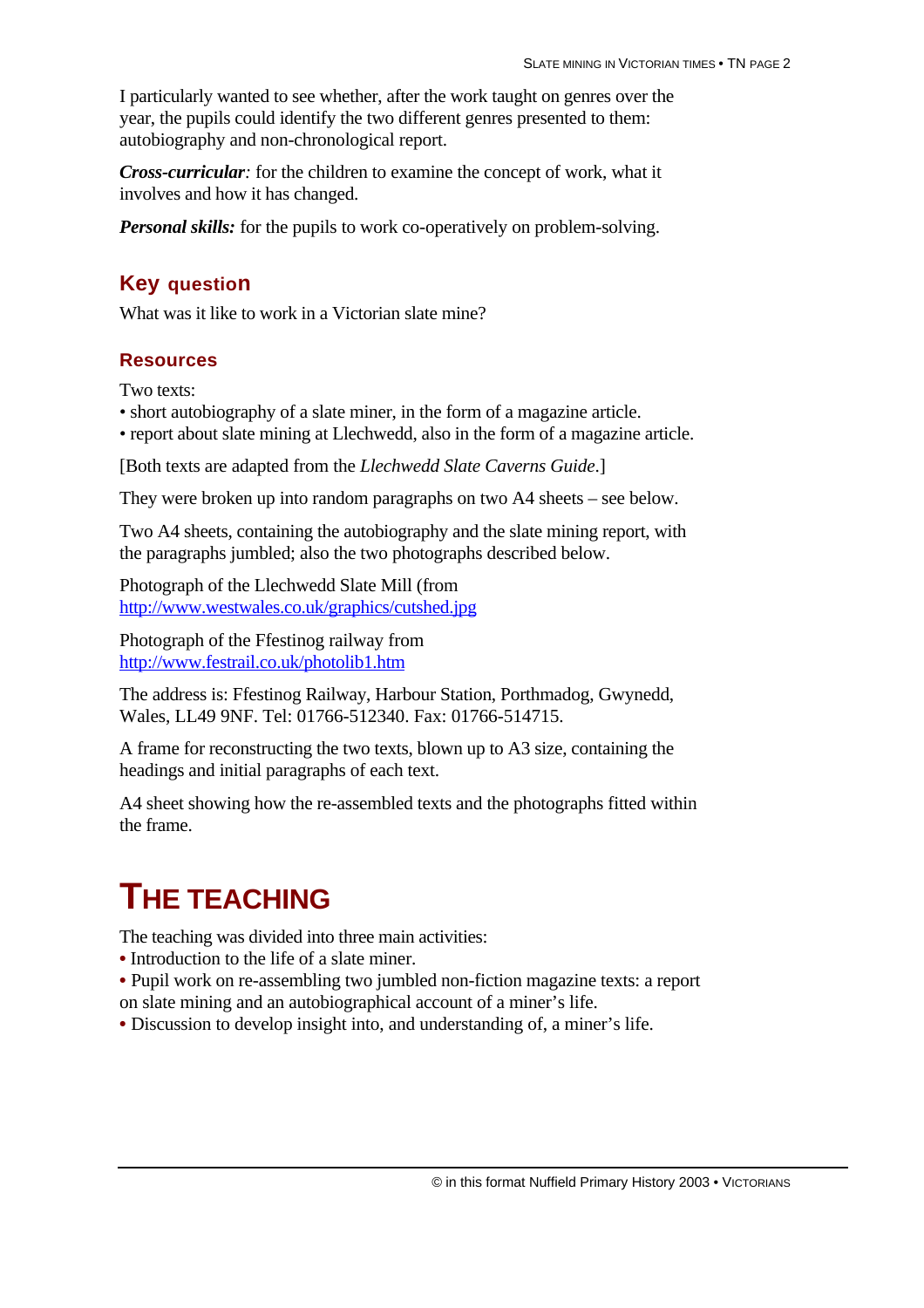I particularly wanted to see whether, after the work taught on genres over the year, the pupils could identify the two different genres presented to them: autobiography and non-chronological report.

***Cross-curricular****:* for the children to examine the concept of work, what it involves and how it has changed.

***Personal skills:*** for the pupils to work co-operatively on problem-solving.

## Key question

What was it like to work in a Victorian slate mine?

## Resources

Two texts:

- short autobiography of a slate miner, in the form of a magazine article.
- report about slate mining at Llechwedd, also in the form of a magazine article.

[Both texts are adapted from the *Llechwedd Slate Caverns Guide*.]

They were broken up into random paragraphs on two A4 sheets – see below.

Two A4 sheets, containing the autobiography and the slate mining report, with the paragraphs jumbled; also the two photographs described below.

Photograph of the Llechwedd Slate Mill (from http://www.westwales.co.uk/graphics/cutshed.jpg

Photograph of the Ffestinog railway from http://www.festrail.co.uk/photolib1.htm

The address is: Ffestinog Railway, Harbour Station, Porthmadog, Gwynedd, Wales, LL49 9NF. Tel: 01766-512340. Fax: 01766-514715.

A frame for reconstructing the two texts, blown up to A3 size, containing the headings and initial paragraphs of each text.

A4 sheet showing how the re-assembled texts and the photographs fitted within the frame.

# THE TEACHING

The teaching was divided into three main activities:

- Introduction to the life of a slate miner.
- Pupil work on re-assembling two jumbled non-fiction magazine texts: a report on slate mining and an autobiographical account of a miner's life.
- Discussion to develop insight into, and understanding of, a miner's life.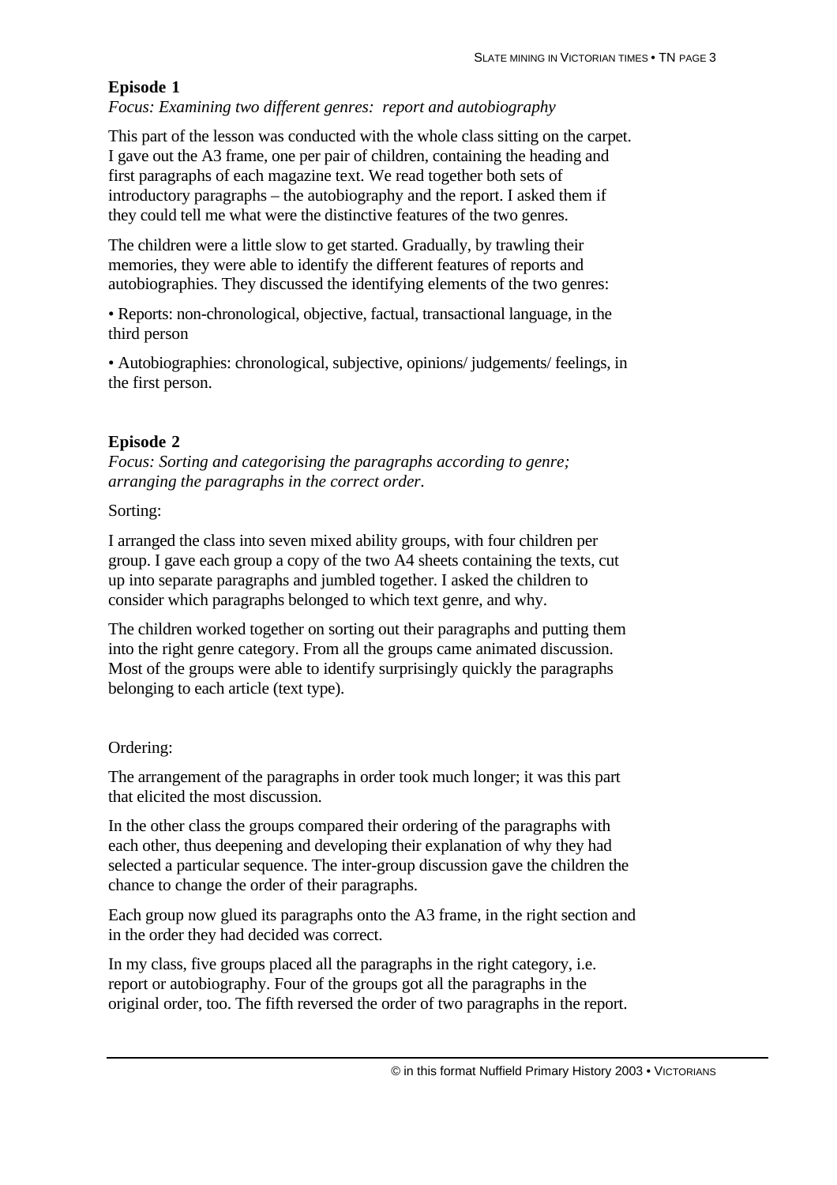## Episode 1

*Focus: Examining two different genres: report and autobiography*

This part of the lesson was conducted with the whole class sitting on the carpet. I gave out the A3 frame, one per pair of children, containing the heading and first paragraphs of each magazine text. We read together both sets of introductory paragraphs – the autobiography and the report. I asked them if they could tell me what were the distinctive features of the two genres.

The children were a little slow to get started. Gradually, by trawling their memories, they were able to identify the different features of reports and autobiographies. They discussed the identifying elements of the two genres:

- Reports: non-chronological, objective, factual, transactional language, in the third person
- Autobiographies: chronological, subjective, opinions/ judgements/ feelings, in the first person.

## Episode 2

*Focus: Sorting and categorising the paragraphs according to genre; arranging the paragraphs in the correct order.*

Sorting:

I arranged the class into seven mixed ability groups, with four children per group. I gave each group a copy of the two A4 sheets containing the texts, cut up into separate paragraphs and jumbled together. I asked the children to consider which paragraphs belonged to which text genre, and why.

The children worked together on sorting out their paragraphs and putting them into the right genre category. From all the groups came animated discussion. Most of the groups were able to identify surprisingly quickly the paragraphs belonging to each article (text type).

Ordering:

The arrangement of the paragraphs in order took much longer; it was this part that elicited the most discussion.

In the other class the groups compared their ordering of the paragraphs with each other, thus deepening and developing their explanation of why they had selected a particular sequence. The inter-group discussion gave the children the chance to change the order of their paragraphs.

Each group now glued its paragraphs onto the A3 frame, in the right section and in the order they had decided was correct.

In my class, five groups placed all the paragraphs in the right category, i.e. report or autobiography. Four of the groups got all the paragraphs in the original order, too. The fifth reversed the order of two paragraphs in the report.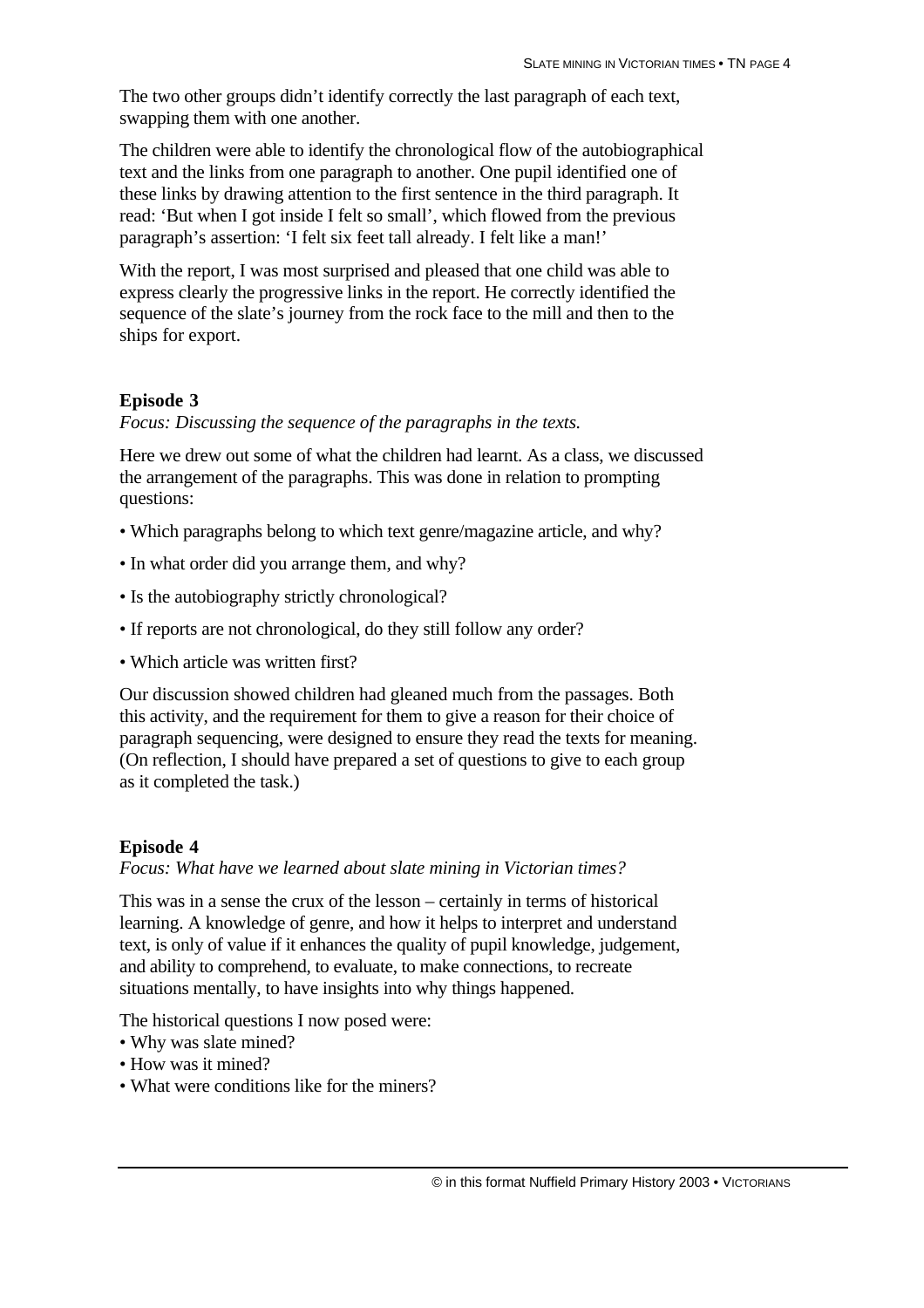The two other groups didn't identify correctly the last paragraph of each text, swapping them with one another.

The children were able to identify the chronological flow of the autobiographical text and the links from one paragraph to another. One pupil identified one of these links by drawing attention to the first sentence in the third paragraph. It read: 'But when I got inside I felt so small', which flowed from the previous paragraph's assertion: 'I felt six feet tall already. I felt like a man!'

With the report, I was most surprised and pleased that one child was able to express clearly the progressive links in the report. He correctly identified the sequence of the slate's journey from the rock face to the mill and then to the ships for export.

### Episode 3

*Focus: Discussing the sequence of the paragraphs in the texts.*

Here we drew out some of what the children had learnt. As a class, we discussed the arrangement of the paragraphs. This was done in relation to prompting questions:

- Which paragraphs belong to which text genre/magazine article, and why?
- In what order did you arrange them, and why?
- Is the autobiography strictly chronological?
- If reports are not chronological, do they still follow any order?
- Which article was written first?

Our discussion showed children had gleaned much from the passages. Both this activity, and the requirement for them to give a reason for their choice of paragraph sequencing, were designed to ensure they read the texts for meaning. (On reflection, I should have prepared a set of questions to give to each group as it completed the task.)

### Episode 4

*Focus: What have we learned about slate mining in Victorian times?*

This was in a sense the crux of the lesson – certainly in terms of historical learning. A knowledge of genre, and how it helps to interpret and understand text, is only of value if it enhances the quality of pupil knowledge, judgement, and ability to comprehend, to evaluate, to make connections, to recreate situations mentally, to have insights into why things happened.

The historical questions I now posed were:

- Why was slate mined?
- How was it mined?
- What were conditions like for the miners?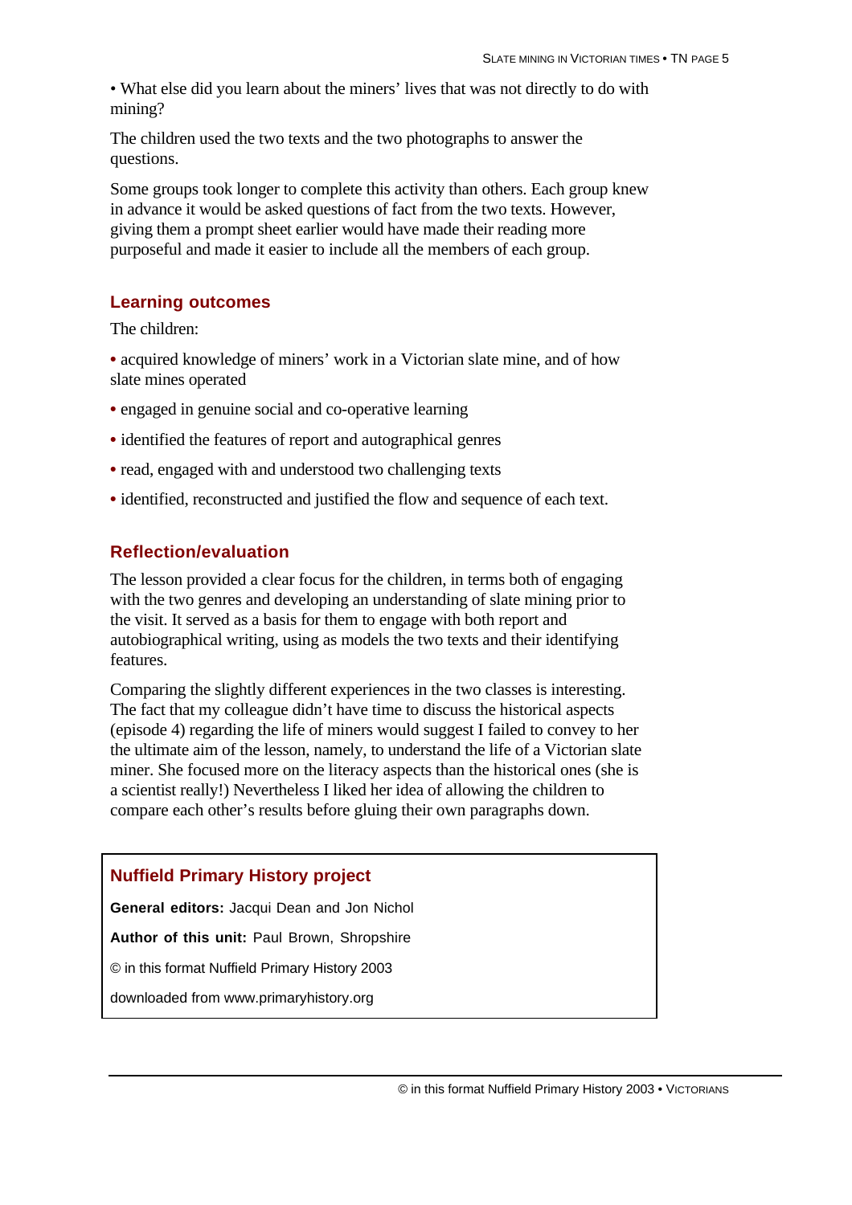• What else did you learn about the miners' lives that was not directly to do with mining?

The children used the two texts and the two photographs to answer the questions.

Some groups took longer to complete this activity than others. Each group knew in advance it would be asked questions of fact from the two texts. However, giving them a prompt sheet earlier would have made their reading more purposeful and made it easier to include all the members of each group.

## Learning outcomes

The children:

- acquired knowledge of miners' work in a Victorian slate mine, and of how slate mines operated
- engaged in genuine social and co-operative learning
- identified the features of report and autographical genres
- read, engaged with and understood two challenging texts
- identified, reconstructed and justified the flow and sequence of each text.

## Reflection/evaluation

The lesson provided a clear focus for the children, in terms both of engaging with the two genres and developing an understanding of slate mining prior to the visit. It served as a basis for them to engage with both report and autobiographical writing, using as models the two texts and their identifying features.

Comparing the slightly different experiences in the two classes is interesting. The fact that my colleague didn't have time to discuss the historical aspects (episode 4) regarding the life of miners would suggest I failed to convey to her the ultimate aim of the lesson, namely, to understand the life of a Victorian slate miner. She focused more on the literacy aspects than the historical ones (she is a scientist really!) Nevertheless I liked her idea of allowing the children to compare each other's results before gluing their own paragraphs down.

## Nuffield Primary History project

**General editors:** Jacqui Dean and Jon Nichol

**Author of this unit:** Paul Brown, Shropshire

© in this format Nuffield Primary History 2003

downloaded from www.primaryhistory.org